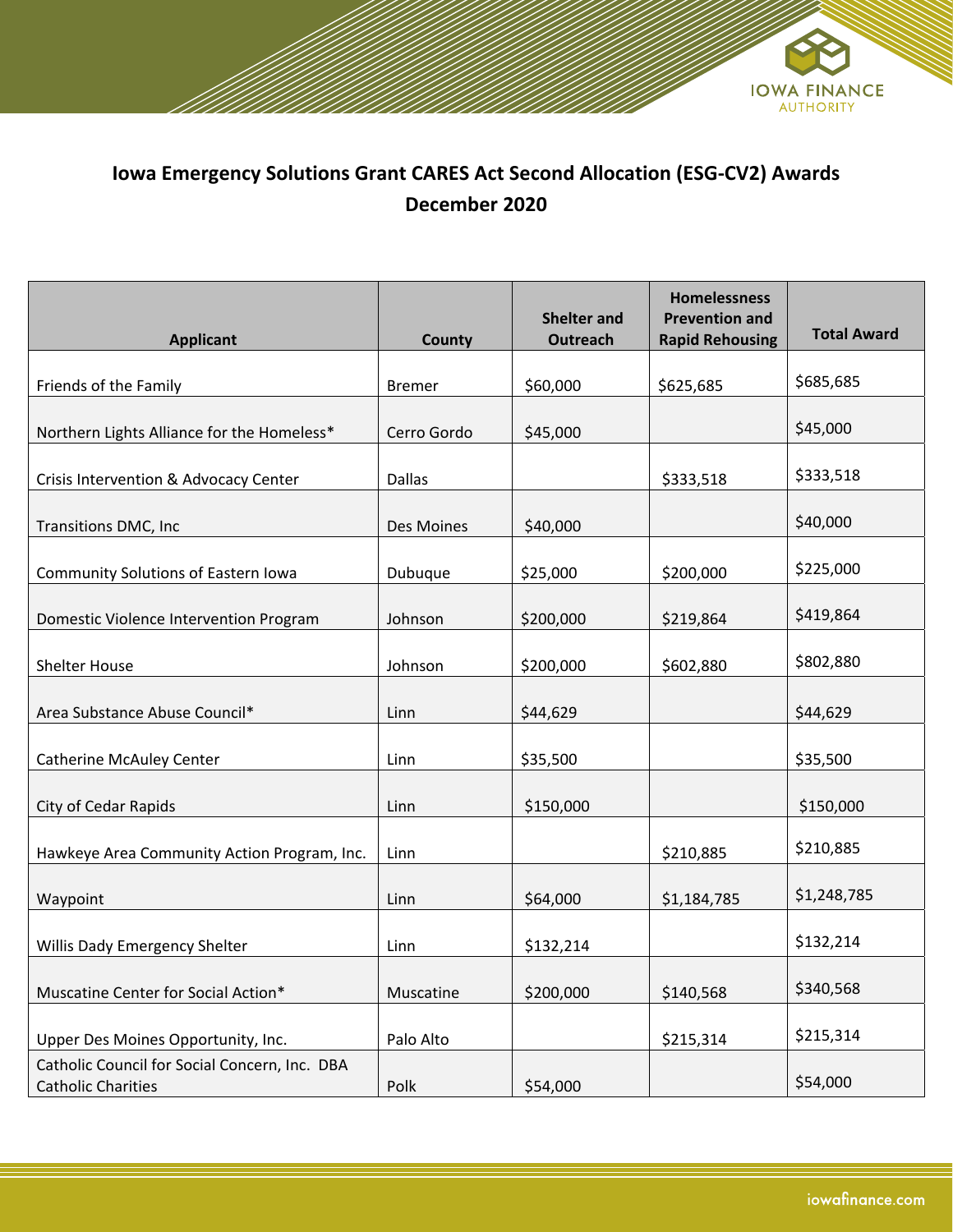# Iowa Emergency Solutions Grant CARES Act Second Allocation (ESG-CV2) Awards
## December 2020

| Applicant | County | Shelter and Outreach | Homelessness Prevention and Rapid Rehousing | Total Award |
|---|---|---|---|---|
| Friends of the Family | Bremer | $60,000 | $625,685 | $685,685 |
| Northern Lights Alliance for the Homeless* | Cerro Gordo | $45,000 | | $45,000 |
| Crisis Intervention & Advocacy Center | Dallas | | $333,518 | $333,518 |
| Transitions DMC, Inc | Des Moines | $40,000 | | $40,000 |
| Community Solutions of Eastern Iowa | Dubuque | $25,000 | $200,000 | $225,000 |
| Domestic Violence Intervention Program | Johnson | $200,000 | $219,864 | $419,864 |
| Shelter House | Johnson | $200,000 | $602,880 | $802,880 |
| Area Substance Abuse Council* | Linn | $44,629 | | $44,629 |
| Catherine McAuley Center | Linn | $35,500 | | $35,500 |
| City of Cedar Rapids | Linn | $150,000 | | $150,000 |
| Hawkeye Area Community Action Program, Inc. | Linn | | $210,885 | $210,885 |
| Waypoint | Linn | $64,000 | $1,184,785 | $1,248,785 |
| Willis Dady Emergency Shelter | Linn | $132,214 | | $132,214 |
| Muscatine Center for Social Action* | Muscatine | $200,000 | $140,568 | $340,568 |
| Upper Des Moines Opportunity, Inc. | Palo Alto | | $215,314 | $215,314 |
| Catholic Council for Social Concern, Inc. DBA Catholic Charities | Polk | $54,000 | | $54,000 |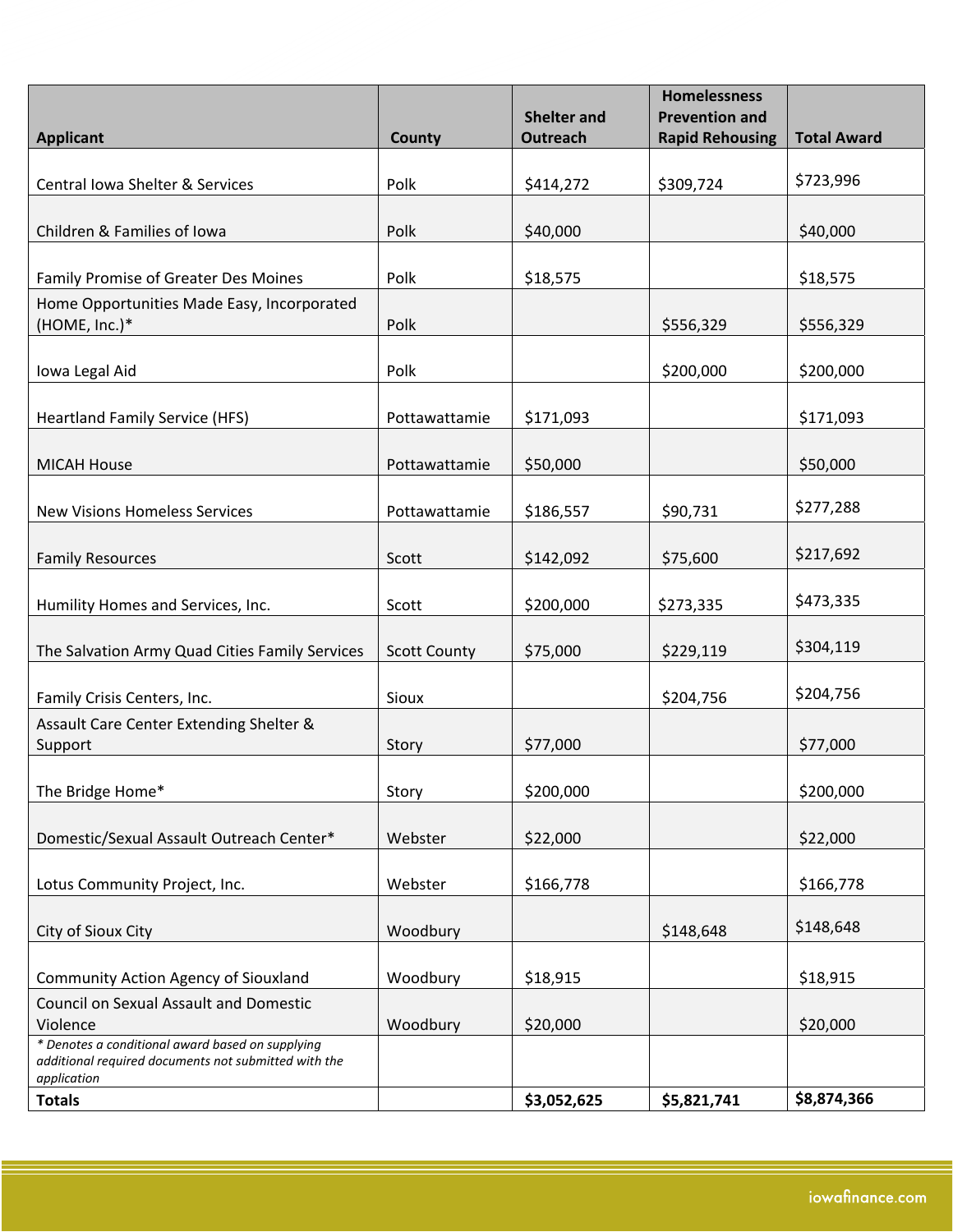| Applicant | County | Shelter and Outreach | Homelessness Prevention and Rapid Rehousing | Total Award |
|---|---|---|---|---|
| Central Iowa Shelter & Services | Polk | $414,272 | $309,724 | $723,996 |
| Children & Families of Iowa | Polk | $40,000 | | $40,000 |
| Family Promise of Greater Des Moines | Polk | $18,575 | | $18,575 |
| Home Opportunities Made Easy, Incorporated (HOME, Inc.)* | Polk | | $556,329 | $556,329 |
| Iowa Legal Aid | Polk | | $200,000 | $200,000 |
| Heartland Family Service (HFS) | Pottawattamie | $171,093 | | $171,093 |
| MICAH House | Pottawattamie | $50,000 | | $50,000 |
| New Visions Homeless Services | Pottawattamie | $186,557 | $90,731 | $277,288 |
| Family Resources | Scott | $142,092 | $75,600 | $217,692 |
| Humility Homes and Services, Inc. | Scott | $200,000 | $273,335 | $473,335 |
| The Salvation Army Quad Cities Family Services | Scott County | $75,000 | $229,119 | $304,119 |
| Family Crisis Centers, Inc. | Sioux | | $204,756 | $204,756 |
| Assault Care Center Extending Shelter & Support | Story | $77,000 | | $77,000 |
| The Bridge Home* | Story | $200,000 | | $200,000 |
| Domestic/Sexual Assault Outreach Center* | Webster | $22,000 | | $22,000 |
| Lotus Community Project, Inc. | Webster | $166,778 | | $166,778 |
| City of Sioux City | Woodbury | | $148,648 | $148,648 |
| Community Action Agency of Siouxland | Woodbury | $18,915 | | $18,915 |
| Council on Sexual Assault and Domestic Violence | Woodbury | $20,000 | | $20,000 |
| *\* Denotes a conditional award based on supplying additional required documents not submitted with the application* | | | | |
| **Totals** | | **$3,052,625** | **$5,821,741** | **$8,874,366** |

iowafinance.com